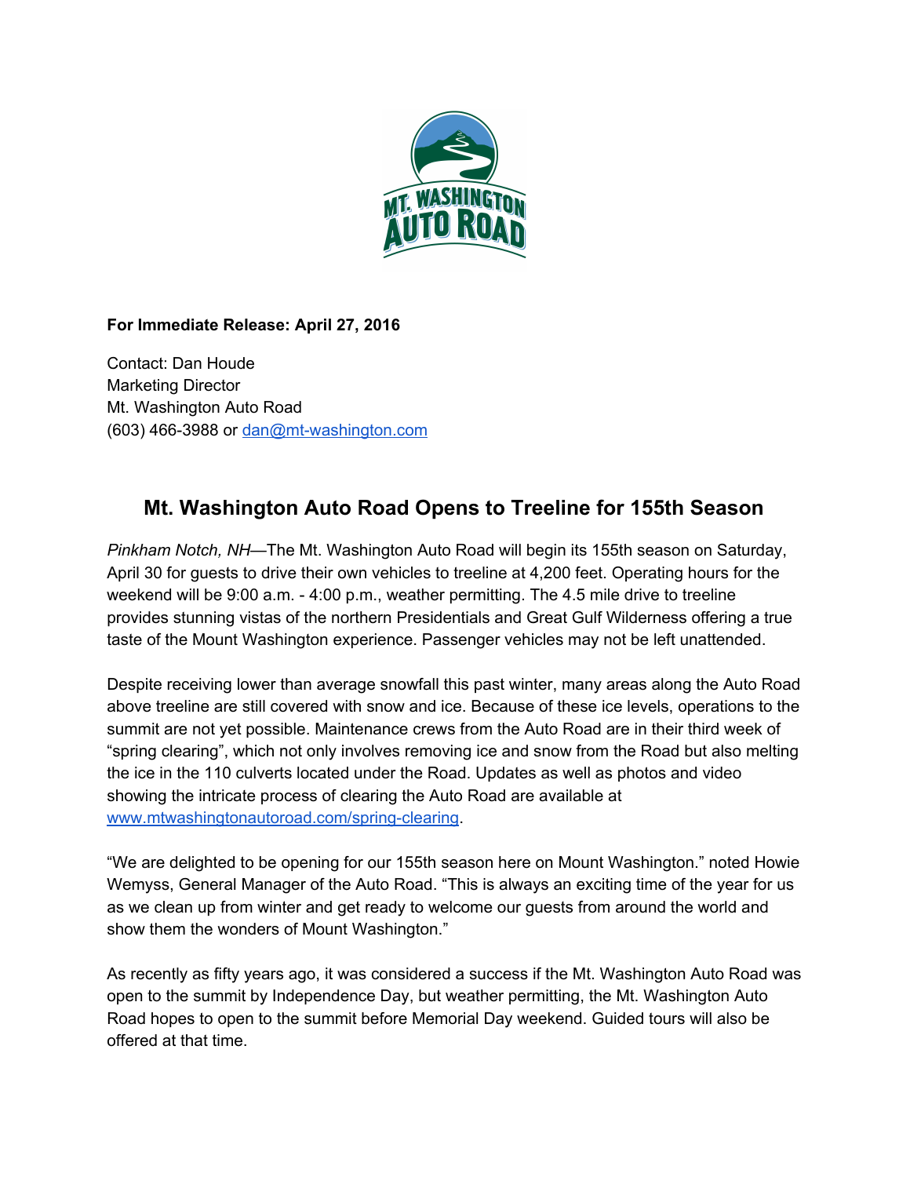**For Immediate Release: April 27, 2016**

Contact: Dan Houde
Marketing Director
Mt. Washington Auto Road
(603) 466-3988 or dan@mt-washington.com

## Mt. Washington Auto Road Opens to Treeline for 155th Season

*Pinkham Notch, NH*—The Mt. Washington Auto Road will begin its 155th season on Saturday, April 30 for guests to drive their own vehicles to treeline at 4,200 feet. Operating hours for the weekend will be 9:00 a.m. - 4:00 p.m., weather permitting. The 4.5 mile drive to treeline provides stunning vistas of the northern Presidentials and Great Gulf Wilderness offering a true taste of the Mount Washington experience. Passenger vehicles may not be left unattended.

Despite receiving lower than average snowfall this past winter, many areas along the Auto Road above treeline are still covered with snow and ice. Because of these ice levels, operations to the summit are not yet possible. Maintenance crews from the Auto Road are in their third week of "spring clearing", which not only involves removing ice and snow from the Road but also melting the ice in the 110 culverts located under the Road. Updates as well as photos and video showing the intricate process of clearing the Auto Road are available at www.mtwashingtonautoroad.com/spring-clearing.

"We are delighted to be opening for our 155th season here on Mount Washington." noted Howie Wemyss, General Manager of the Auto Road. "This is always an exciting time of the year for us as we clean up from winter and get ready to welcome our guests from around the world and show them the wonders of Mount Washington."

As recently as fifty years ago, it was considered a success if the Mt. Washington Auto Road was open to the summit by Independence Day, but weather permitting, the Mt. Washington Auto Road hopes to open to the summit before Memorial Day weekend. Guided tours will also be offered at that time.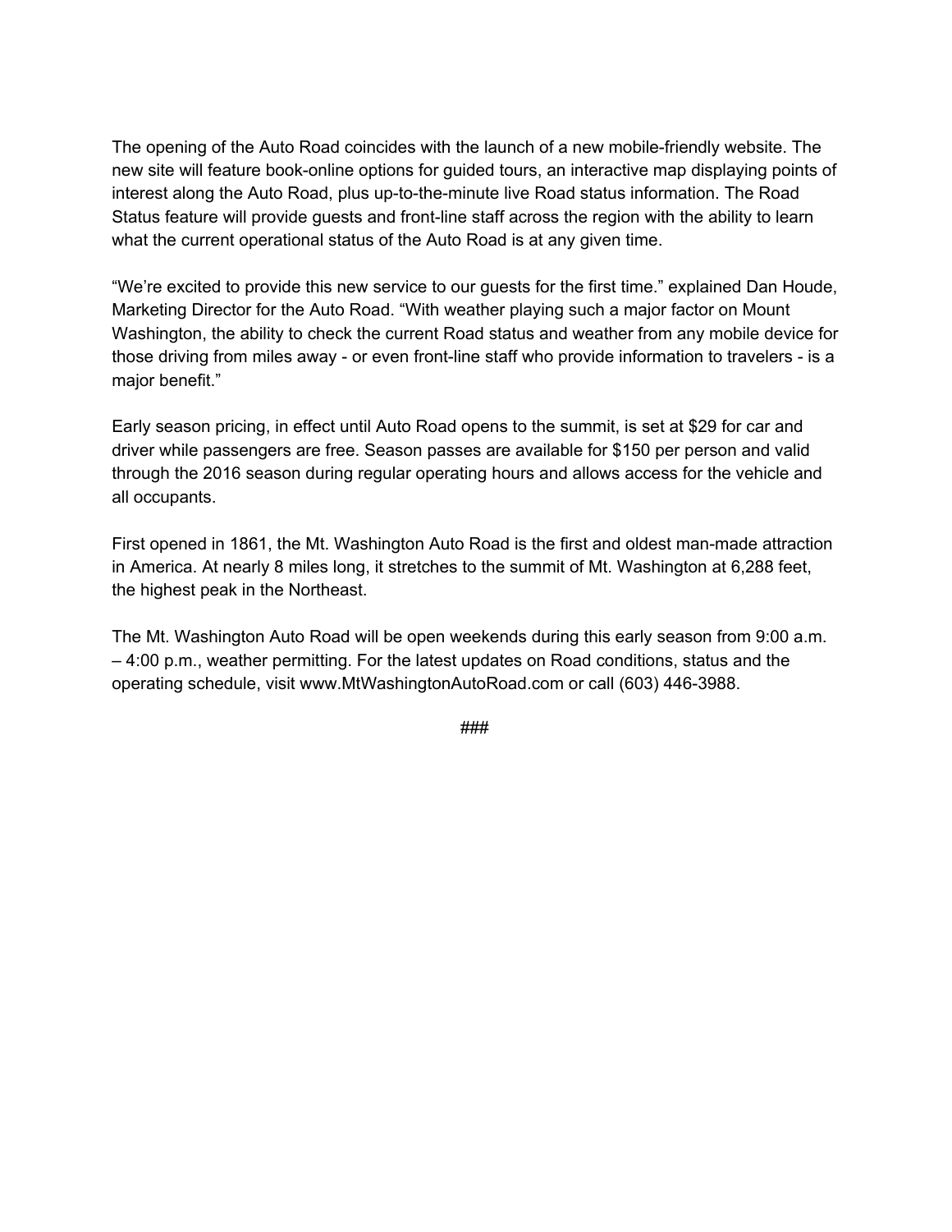The opening of the Auto Road coincides with the launch of a new mobile-friendly website. The new site will feature book-online options for guided tours, an interactive map displaying points of interest along the Auto Road, plus up-to-the-minute live Road status information. The Road Status feature will provide guests and front-line staff across the region with the ability to learn what the current operational status of the Auto Road is at any given time.

“We’re excited to provide this new service to our guests for the first time.” explained Dan Houde, Marketing Director for the Auto Road. “With weather playing such a major factor on Mount Washington, the ability to check the current Road status and weather from any mobile device for those driving from miles away - or even front-line staff who provide information to travelers - is a major benefit.”

Early season pricing, in effect until Auto Road opens to the summit, is set at $29 for car and driver while passengers are free. Season passes are available for $150 per person and valid through the 2016 season during regular operating hours and allows access for the vehicle and all occupants.

First opened in 1861, the Mt. Washington Auto Road is the first and oldest man-made attraction in America. At nearly 8 miles long, it stretches to the summit of Mt. Washington at 6,288 feet, the highest peak in the Northeast.

The Mt. Washington Auto Road will be open weekends during this early season from 9:00 a.m. – 4:00 p.m., weather permitting. For the latest updates on Road conditions, status and the operating schedule, visit www.MtWashingtonAutoRoad.com or call (603) 446-3988.

###